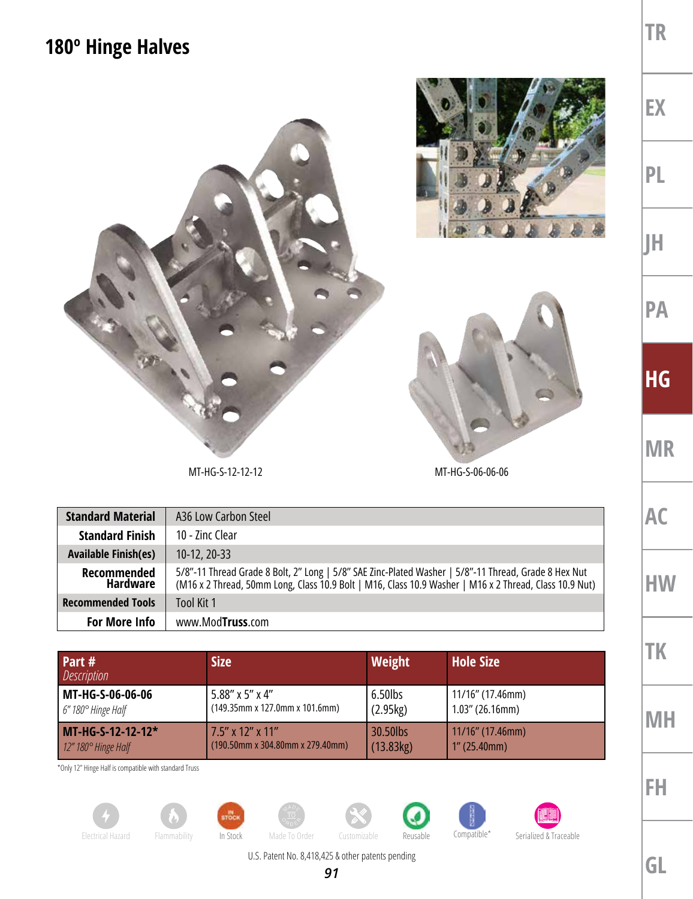# 180º Hinge Halves

MT-HG-S-12-12-12

MT-HG-S-06-06-06

| Standard Material | A36 Low Carbon Steel |
|---|---|
| Standard Finish | 10 - Zinc Clear |
| Available Finish(es) | 10-12, 20-33 |
| Recommended Hardware | 5/8"-11 Thread Grade 8 Bolt, 2" Long \| 5/8" SAE Zinc-Plated Washer \| 5/8"-11 Thread, Grade 8 Hex Nut (M16 x 2 Thread, 50mm Long, Class 10.9 Bolt \| M16, Class 10.9 Washer \| M16 x 2 Thread, Class 10.9 Nut) |
| Recommended Tools | Tool Kit 1 |
| For More Info | www.ModTruss.com |

| Part # *Description* | Size | Weight | Hole Size |
|---|---|---|---|
| **MT-HG-S-06-06-06** *6" 180º Hinge Half* | 5.88" x 5" x 4" (149.35mm x 127.0mm x 101.6mm) | 6.50lbs (2.95kg) | 11/16" (17.46mm) 1.03" (26.16mm) |
| **MT-HG-S-12-12-12*** *12" 180º Hinge Half* | 7.5" x 12" x 11" (190.50mm x 304.80mm x 279.40mm) | 30.50lbs (13.83kg) | 11/16" (17.46mm) 1" (25.40mm) |

*Only 12" Hinge Half is compatible with standard Truss

Electrical Hazard | Flammability | In Stock | Made To Order | Customizable | Reusable | Compatible* | Serialized & Traceable

U.S. Patent No. 8,418,425 & other patents pending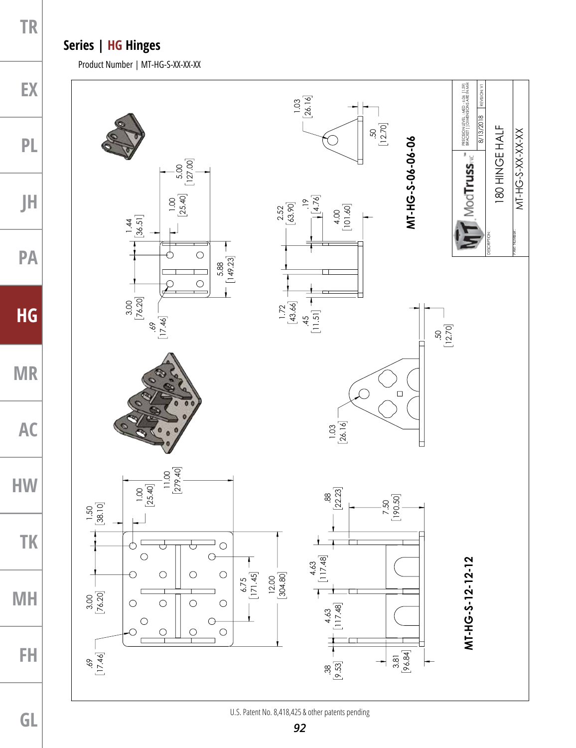## Series | HG Hinges

Product Number | MT-HG-S-XX-XX-XX

MT-HG-S-06-06-06

1.44 [36.51]
1.00 [25.40]
5.00 [127.00]
5.88 [149.23]
3.00 [76.20]
.69 [17.46]
1.03 [26.16]
.50 [12.70]
2.52 [63.90]
.19 [4.76]
4.00 [101.60]
1.72 [43.66]
.45 [11.51]
.50 [12.70]
1.03 [26.16]

MT-HG-S-12-12-12

1.50 [38.10]
1.00 [25.40]
11.00 [279.40]
3.00 [76.20]
6.75 [171.45]
12.00 [304.80]
.69 [17.46]
.88 [22.23]
7.50 [190.50]
4.63 [117.48]
4.63 [117.48]
.38 [9.53]
3.81 [96.84]

PRECISION LEVEL - MED - ±.06 [1.59] BRACKET [ ] DIMENSIONS ARE IN MM

8/13/2018

REVISION: V1

ModTruss INC

DESCRIPTION: 180 HINGE HALF

PART NUMBER: MT-HG-S-XX-XX-XX

U.S. Patent No. 8,418,425 & other patents pending